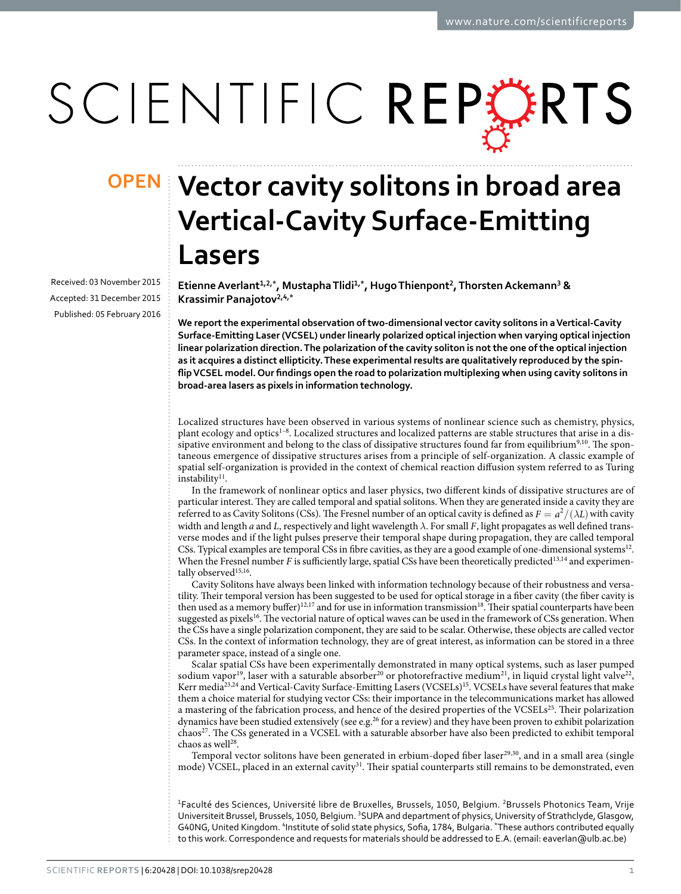OPEN

# Vector cavity solitons in broad area Vertical-Cavity Surface-Emitting Lasers

Received: 03 November 2015
Accepted: 31 December 2015
Published: 05 February 2016

**Etienne Averlant[1,2,*], Mustapha Tlidi[1,*], Hugo Thienpont[2], Thorsten Ackemann[3] & Krassimir Panajotov[2,4,*]**

**We report the experimental observation of two-dimensional vector cavity solitons in a Vertical-Cavity Surface-Emitting Laser (VCSEL) under linearly polarized optical injection when varying optical injection linear polarization direction. The polarization of the cavity soliton is not the one of the optical injection as it acquires a distinct ellipticity. These experimental results are qualitatively reproduced by the spin-flip VCSEL model. Our findings open the road to polarization multiplexing when using cavity solitons in broad-area lasers as pixels in information technology.**

Localized structures have been observed in various systems of nonlinear science such as chemistry, physics, plant ecology and optics[1–8]. Localized structures and localized patterns are stable structures that arise in a dissipative environment and belong to the class of dissipative structures found far from equilibrium[9,10]. The spontaneous emergence of dissipative structures arises from a principle of self-organization. A classic example of spatial self-organization is provided in the context of chemical reaction diffusion system referred to as Turing instability[11].

In the framework of nonlinear optics and laser physics, two different kinds of dissipative structures are of particular interest. They are called temporal and spatial solitons. When they are generated inside a cavity they are referred to as Cavity Solitons (CSs). The Fresnel number of an optical cavity is defined as $F = a^2/(\lambda L)$ with cavity width and length $a$ and $L$, respectively and light wavelength $\lambda$. For small $F$, light propagates as well defined transverse modes and if the light pulses preserve their temporal shape during propagation, they are called temporal CSs. Typical examples are temporal CSs in fibre cavities, as they are a good example of one-dimensional systems[12]. When the Fresnel number $F$ is sufficiently large, spatial CSs have been theoretically predicted[13,14] and experimentally observed[15,16].

Cavity Solitons have always been linked with information technology because of their robustness and versatility. Their temporal version has been suggested to be used for optical storage in a fiber cavity (the fiber cavity is then used as a memory buffer)[12,17] and for use in information transmission[18]. Their spatial counterparts have been suggested as pixels[16]. The vectorial nature of optical waves can be used in the framework of CSs generation. When the CSs have a single polarization component, they are said to be scalar. Otherwise, these objects are called vector CSs. In the context of information technology, they are of great interest, as information can be stored in a three parameter space, instead of a single one.

Scalar spatial CSs have been experimentally demonstrated in many optical systems, such as laser pumped sodium vapor[19], laser with a saturable absorber[20] or photorefractive medium[21], in liquid crystal light valve[22], Kerr media[23,24] and Vertical-Cavity Surface-Emitting Lasers (VCSELs)[15]. VCSELs have several features that make them a choice material for studying vector CSs: their importance in the telecommunications market has allowed a mastering of the fabrication process, and hence of the desired properties of the VCSELs[25]. Their polarization dynamics have been studied extensively (see e.g.[26] for a review) and they have been proven to exhibit polarization chaos[27]. The CSs generated in a VCSEL with a saturable absorber have also been predicted to exhibit temporal chaos as well[28].

Temporal vector solitons have been generated in erbium-doped fiber laser[29,30], and in a small area (single mode) VCSEL, placed in an external cavity[31]. Their spatial counterparts still remains to be demonstrated, even

[1]Faculté des Sciences, Université libre de Bruxelles, Brussels, 1050, Belgium. [2]Brussels Photonics Team, Vrije Universiteit Brussel, Brussels, 1050, Belgium. [3]SUPA and department of physics, University of Strathclyde, Glasgow, G40NG, United Kingdom. [4]Institute of solid state physics, Sofia, 1784, Bulgaria. *These authors contributed equally to this work. Correspondence and requests for materials should be addressed to E.A. (email: eaverlan@ulb.ac.be)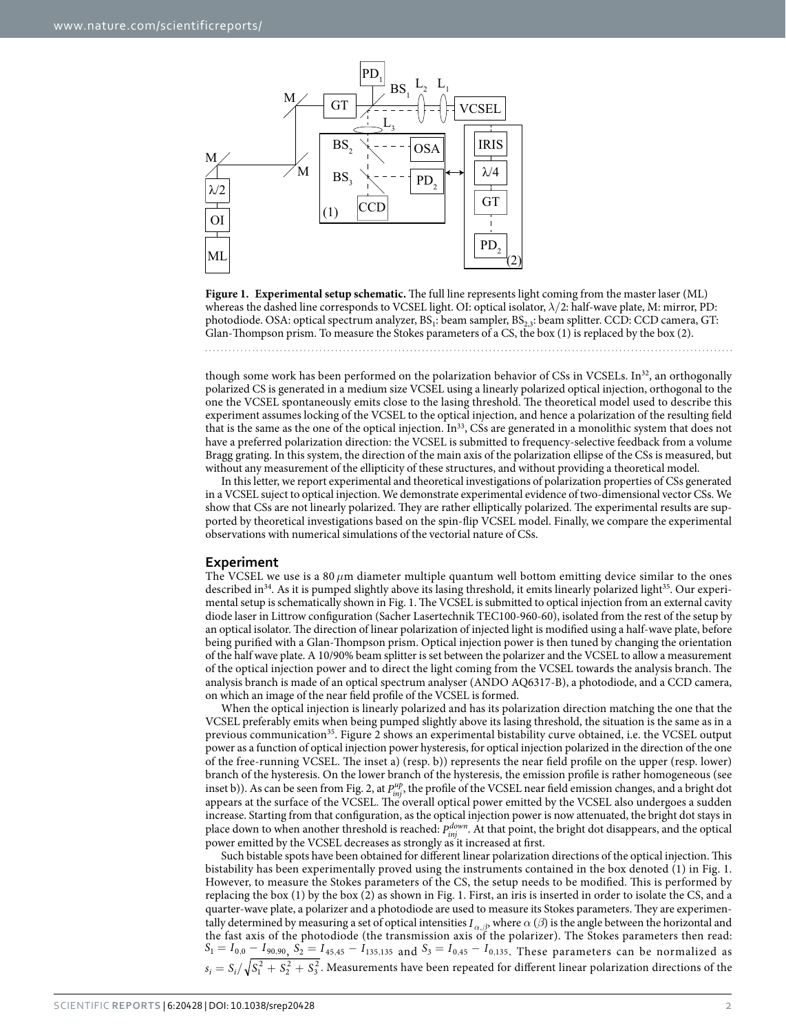**Figure 1. Experimental setup schematic.** The full line represents light coming from the master laser (ML) whereas the dashed line corresponds to VCSEL light. OI: optical isolator, $\lambda/2$: half-wave plate, M: mirror, PD: photodiode. OSA: optical spectrum analyzer, $BS_1$: beam sampler, $BS_{2,3}$: beam splitter. CCD: CCD camera, GT: Glan-Thompson prism. To measure the Stokes parameters of a CS, the box (1) is replaced by the box (2).

though some work has been performed on the polarization behavior of CSs in VCSELs. In[32], an orthogonally polarized CS is generated in a medium size VCSEL using a linearly polarized optical injection, orthogonal to the one the VCSEL spontaneously emits close to the lasing threshold. The theoretical model used to describe this experiment assumes locking of the VCSEL to the optical injection, and hence a polarization of the resulting field that is the same as the one of the optical injection. In[33], CSs are generated in a monolithic system that does not have a preferred polarization direction: the VCSEL is submitted to frequency-selective feedback from a volume Bragg grating. In this system, the direction of the main axis of the polarization ellipse of the CSs is measured, but without any measurement of the ellipticity of these structures, and without providing a theoretical model.

In this letter, we report experimental and theoretical investigations of polarization properties of CSs generated in a VCSEL suject to optical injection. We demonstrate experimental evidence of two-dimensional vector CSs. We show that CSs are not linearly polarized. They are rather elliptically polarized. The experimental results are supported by theoretical investigations based on the spin-flip VCSEL model. Finally, we compare the experimental observations with numerical simulations of the vectorial nature of CSs.

## Experiment

The VCSEL we use is a 80 $\mu$m diameter multiple quantum well bottom emitting device similar to the ones described in[34]. As it is pumped slightly above its lasing threshold, it emits linearly polarized light[35]. Our experimental setup is schematically shown in Fig. 1. The VCSEL is submitted to optical injection from an external cavity diode laser in Littrow configuration (Sacher Lasertechnek TEC100-960-60), isolated from the rest of the setup by an optical isolator. The direction of linear polarization of injected light is modified using a half-wave plate, before being purified with a Glan-Thompson prism. Optical injection power is then tuned by changing the orientation of the half wave plate. A 10/90% beam splitter is set between the polarizer and the VCSEL to allow a measurement of the optical injection power and to direct the light coming from the VCSEL towards the analysis branch. The analysis branch is made of an optical spectrum analyser (ANDO AQ6317-B), a photodiode, and a CCD camera, on which an image of the near field profile of the VCSEL is formed.

When the optical injection is linearly polarized and has its polarization direction matching the one that the VCSEL preferably emits when being pumped slightly above its lasing threshold, the situation is the same as in a previous communication[35]. Figure 2 shows an experimental bistability curve obtained, i.e. the VCSEL output power as a function of optical injection power hysteresis, for optical injection polarized in the direction of the one of the free-running VCSEL. The inset a) (resp. b)) represents the near field profile on the upper (resp. lower) branch of the hysteresis. On the lower branch of the hysteresis, the emission profile is rather homogeneous (see inset b)). As can be seen from Fig. 2, at $P_{inj}^{up}$, the profile of the VCSEL near field emission changes, and a bright dot appears at the surface of the VCSEL. The overall optical power emitted by the VCSEL also undergoes a sudden increase. Starting from that configuration, as the optical injection power is now attenuated, the bright dot stays in place down to when another threshold is reached: $P_{inj}^{down}$. At that point, the bright dot disappears, and the optical power emitted by the VCSEL decreases as strongly as it increased at first.

Such bistable spots have been obtained for different linear polarization directions of the optical injection. This bistability has been experimentally proved using the instruments contained in the box denoted (1) in Fig. 1. However, to measure the Stokes parameters of the CS, the setup needs to be modified. This is performed by replacing the box (1) by the box (2) as shown in Fig. 1. First, an iris is inserted in order to isolate the CS, and a quarter-wave plate, a polarizer and a photodiode are used to measure its Stokes parameters. They are experimentally determined by measuring a set of optical intensities $I_{\alpha,\beta}$, where $\alpha$ ($\beta$) is the angle between the horizontal and the fast axis of the photodiode (the transmission axis of the polarizer). The Stokes parameters then read: $S_1 = I_{0,0} - I_{90,90}$, $S_2 = I_{45,45} - I_{135,135}$ and $S_3 = I_{0,45} - I_{0,135}$. These parameters can be normalized as $s_i = S_i/\sqrt{S_1^2 + S_2^2 + S_3^2}$. Measurements have been repeated for different linear polarization directions of the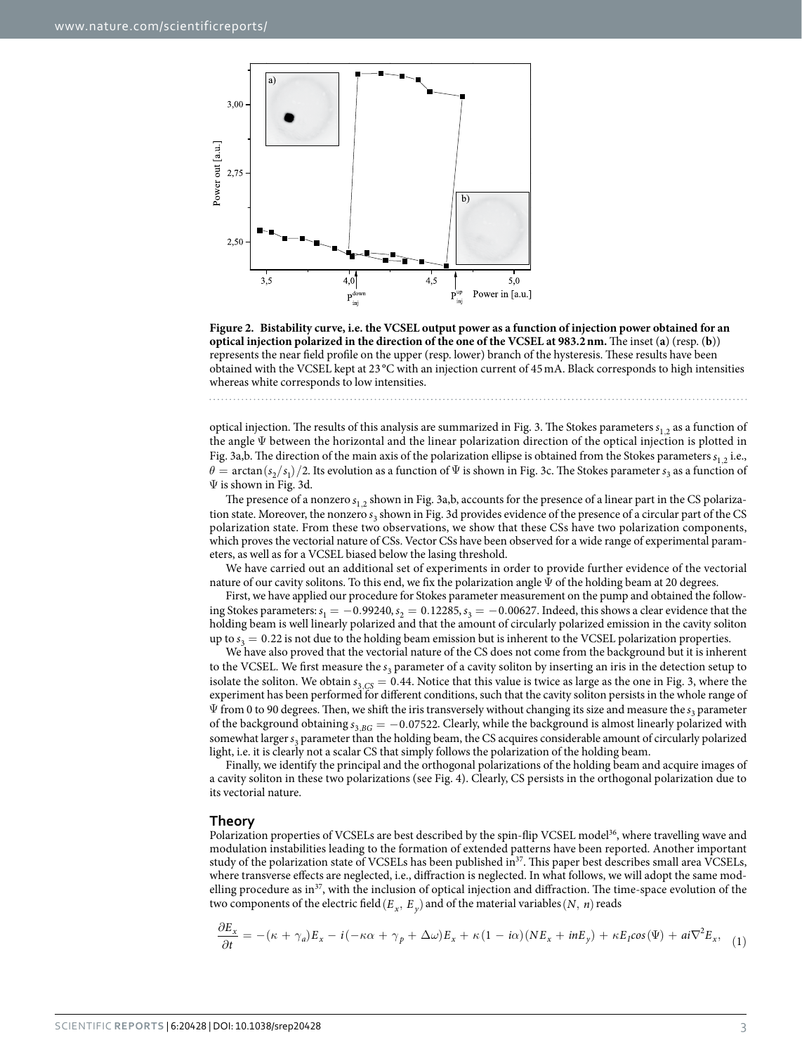**Figure 2. Bistability curve, i.e. the VCSEL output power as a function of injection power obtained for an optical injection polarized in the direction of the one of the VCSEL at 983.2 nm.** The inset (**a**) (resp. (**b**)) represents the near field profile on the upper (resp. lower) branch of the hysteresis. These results have been obtained with the VCSEL kept at 23 °C with an injection current of 45 mA. Black corresponds to high intensities whereas white corresponds to low intensities.

optical injection. The results of this analysis are summarized in Fig. 3. The Stokes parameters $s_{1,2}$ as a function of the angle $\Psi$ between the horizontal and the linear polarization direction of the optical injection is plotted in Fig. 3a,b. The direction of the main axis of the polarization ellipse is obtained from the Stokes parameters $s_{1,2}$ i.e., $\theta = \arctan(s_2/s_1)/2$. Its evolution as a function of $\Psi$ is shown in Fig. 3c. The Stokes parameter $s_3$ as a function of $\Psi$ is shown in Fig. 3d.

The presence of a nonzero $s_{1,2}$ shown in Fig. 3a,b, accounts for the presence of a linear part in the CS polarization state. Moreover, the nonzero $s_3$ shown in Fig. 3d provides evidence of the presence of a circular part of the CS polarization state. From these two observations, we show that these CSs have two polarization components, which proves the vectorial nature of CSs. Vector CSs have been observed for a wide range of experimental parameters, as well as for a VCSEL biased below the lasing threshold.

We have carried out an additional set of experiments in order to provide further evidence of the vectorial nature of our cavity solitons. To this end, we fix the polarization angle $\Psi$ of the holding beam at 20 degrees.

First, we have applied our procedure for Stokes parameter measurement on the pump and obtained the following Stokes parameters: $s_1 = -0.99240, s_2 = 0.12285, s_3 = -0.00627$. Indeed, this shows a clear evidence that the holding beam is well linearly polarized and that the amount of circularly polarized emission in the cavity soliton up to $s_3 = 0.22$ is not due to the holding beam emission but is inherent to the VCSEL polarization properties.

We have also proved that the vectorial nature of the CS does not come from the background but it is inherent to the VCSEL. We first measure the $s_3$ parameter of a cavity soliton by inserting an iris in the detection setup to isolate the soliton. We obtain $s_{3,CS} = 0.44$. Notice that this value is twice as large as the one in Fig. 3, where the experiment has been performed for different conditions, such that the cavity soliton persists in the whole range of $\Psi$ from 0 to 90 degrees. Then, we shift the iris transversely without changing its size and measure the $s_3$ parameter of the background obtaining $s_{3,BG} = -0.07522$. Clearly, while the background is almost linearly polarized with somewhat larger $s_3$ parameter than the holding beam, the CS acquires considerable amount of circularly polarized light, i.e. it is clearly not a scalar CS that simply follows the polarization of the holding beam.

Finally, we identify the principal and the orthogonal polarizations of the holding beam and acquire images of a cavity soliton in these two polarizations (see Fig. 4). Clearly, CS persists in the orthogonal polarization due to its vectorial nature.

## Theory

Polarization properties of VCSELs are best described by the spin-flip VCSEL model[36], where travelling wave and modulation instabilities leading to the formation of extended patterns have been reported. Another important study of the polarization state of VCSELs has been published in[37]. This paper best describes small area VCSELs, where transverse effects are neglected, i.e., diffraction is neglected. In what follows, we will adopt the same modelling procedure as in[37], with the inclusion of optical injection and diffraction. The time-space evolution of the two components of the electric field $(E_x, E_y)$ and of the material variables $(N, n)$ reads

$$\frac{\partial E_x}{\partial t} = -(\kappa + \gamma_a)E_x - i(-\kappa\alpha + \gamma_p + \Delta\omega)E_x + \kappa(1 - i\alpha)(NE_x + inE_y) + \kappa E_I cos(\Psi) + ai\nabla^2 E_x, \quad (1)$$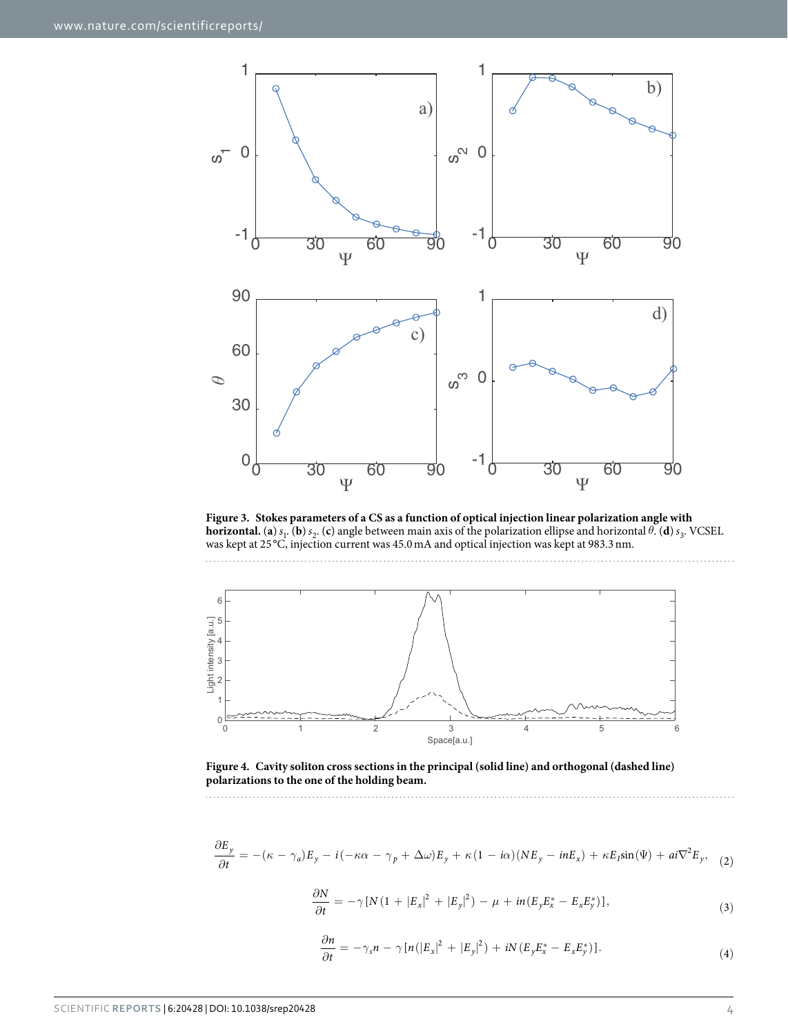**Figure 3. Stokes parameters of a CS as a function of optical injection linear polarization angle with horizontal.** (**a**) $s_1$. (**b**) $s_2$. (**c**) angle between main axis of the polarization ellipse and horizontal $\theta$. (**d**) $s_3$. VCSEL was kept at 25 °C, injection current was 45.0 mA and optical injection was kept at 983.3 nm.

**Figure 4. Cavity soliton cross sections in the principal (solid line) and orthogonal (dashed line) polarizations to the one of the holding beam.**

$$\frac{\partial E_y}{\partial t} = -(\kappa - \gamma_a)E_y - i(-\kappa\alpha - \gamma_p + \Delta\omega)E_y + \kappa(1 - i\alpha)(NE_y - inE_x) + \kappa E_I \sin(\Psi) + ai\nabla^2 E_y, \quad (2)$$

$$\frac{\partial N}{\partial t} = -\gamma[N(1 + |E_x|^2 + |E_y|^2) - \mu + in(E_y E_x^* - E_x E_y^*)], \quad (3)$$

$$\frac{\partial n}{\partial t} = -\gamma_s n - \gamma[n(|E_x|^2 + |E_y|^2) + iN(E_y E_x^* - E_x E_y^*)]. \quad (4)$$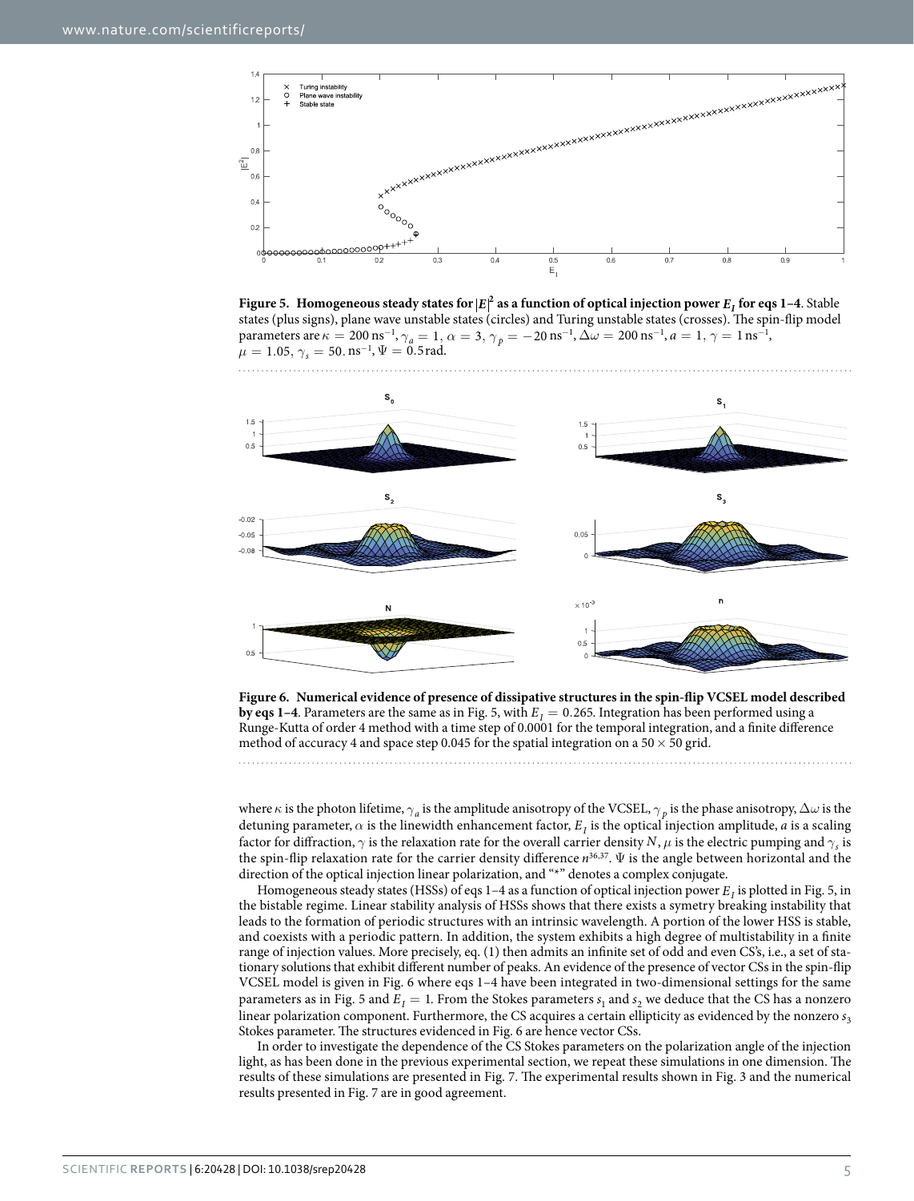**Figure 5. Homogeneous steady states for $|E|^2$ as a function of optical injection power $E_I$ for eqs 1–4**. Stable states (plus signs), plane wave unstable states (circles) and Turing unstable states (crosses). The spin-flip model parameters are $\kappa = 200\,\mathrm{ns}^{-1}$, $\gamma_a = 1$, $\alpha = 3$, $\gamma_p = -20\,\mathrm{ns}^{-1}$, $\Delta\omega = 200\,\mathrm{ns}^{-1}$, $a = 1$, $\gamma = 1\,\mathrm{ns}^{-1}$, $\mu = 1.05$, $\gamma_s = 50.\,\mathrm{ns}^{-1}$, $\Psi = 0.5\,\mathrm{rad}$.

**Figure 6. Numerical evidence of presence of dissipative structures in the spin-flip VCSEL model described by eqs 1–4**. Parameters are the same as in Fig. 5, with $E_I = 0.265$. Integration has been performed using a Runge-Kutta of order 4 method with a time step of 0.0001 for the temporal integration, and a finite difference method of accuracy 4 and space step 0.045 for the spatial integration on a $50 \times 50$ grid.

where $\kappa$ is the photon lifetime, $\gamma_a$ is the amplitude anisotropy of the VCSEL, $\gamma_p$ is the phase anisotropy, $\Delta\omega$ is the detuning parameter, $\alpha$ is the linewidth enhancement factor, $E_I$ is the optical injection amplitude, $a$ is a scaling factor for diffraction, $\gamma$ is the relaxation rate for the overall carrier density $N$, $\mu$ is the electric pumping and $\gamma_s$ is the spin-flip relaxation rate for the carrier density difference $n$[36,37]. $\Psi$ is the angle between horizontal and the direction of the optical injection linear polarization, and "*" denotes a complex conjugate.

Homogeneous steady states (HSSs) of eqs 1–4 as a function of optical injection power $E_I$ is plotted in Fig. 5, in the bistable regime. Linear stability analysis of HSSs shows that there exists a symetry breaking instability that leads to the formation of periodic structures with an intrinsic wavelength. A portion of the lower HSS is stable, and coexists with a periodic pattern. In addition, the system exhibits a high degree of multistability in a finite range of injection values. More precisely, eq. (1) then admits an infinite set of odd and even CS's, i.e., a set of stationary solutions that exhibit different number of peaks. An evidence of the presence of vector CSs in the spin-flip VCSEL model is given in Fig. 6 where eqs 1–4 have been integrated in two-dimensional settings for the same parameters as in Fig. 5 and $E_I = 1$. From the Stokes parameters $s_1$ and $s_2$ we deduce that the CS has a nonzero linear polarization component. Furthermore, the CS acquires a certain ellipticity as evidenced by the nonzero $s_3$ Stokes parameter. The structures evidenced in Fig. 6 are hence vector CSs.

In order to investigate the dependence of the CS Stokes parameters on the polarization angle of the injection light, as has been done in the previous experimental section, we repeat these simulations in one dimension. The results of these simulations are presented in Fig. 7. The experimental results shown in Fig. 3 and the numerical results presented in Fig. 7 are in good agreement.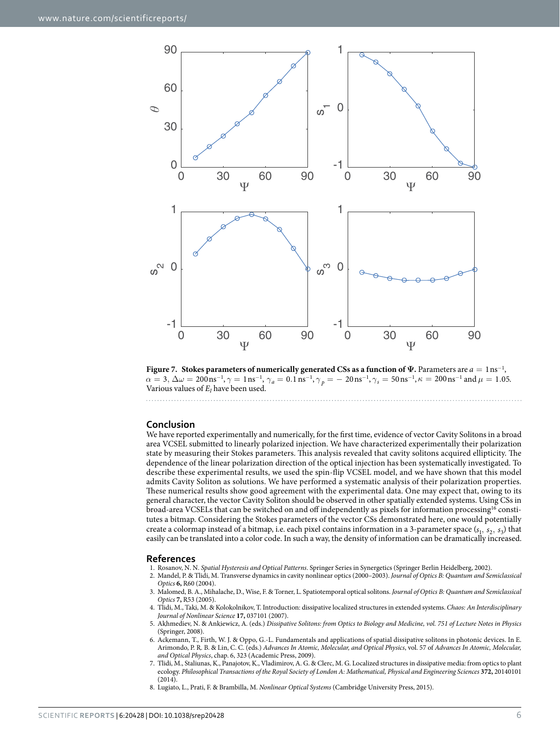**Figure 7. Stokes parameters of numerically generated CSs as a function of Ψ.** Parameters are $a = 1\,\text{ns}^{-1}$, $\alpha = 3$, $\Delta\omega = 200\,\text{ns}^{-1}$, $\gamma = 1\,\text{ns}^{-1}$, $\gamma_a = 0.1\,\text{ns}^{-1}$, $\gamma_p = -20\,\text{ns}^{-1}$, $\gamma_s = 50\,\text{ns}^{-1}$, $\kappa = 200\,\text{ns}^{-1}$ and $\mu = 1.05$. Various values of $E_I$ have been used.

## Conclusion

We have reported experimentally and numerically, for the first time, evidence of vector Cavity Solitons in a broad area VCSEL submitted to linearly polarized injection. We have characterized experimentally their polarization state by measuring their Stokes parameters. This analysis revealed that cavity solitons acquired ellipticity. The dependence of the linear polarization direction of the optical injection has been systematically investigated. To describe these experimental results, we used the spin-flip VCSEL model, and we have shown that this model admits Cavity Soliton as solutions. We have performed a systematic analysis of their polarization properties. These numerical results show good agreement with the experimental data. One may expect that, owing to its general character, the vector Cavity Soliton should be observed in other spatially extended systems. Using CSs in broad-area VCSELs that can be switched on and off independently as pixels for information processing[16] constitutes a bitmap. Considering the Stokes parameters of the vector CSs demonstrated here, one would potentially create a colormap instead of a bitmap, i.e. each pixel contains information in a 3-parameter space ($s_1$, $s_2$, $s_3$) that easily can be translated into a color code. In such a way, the density of information can be dramatically increased.

## References

1. Rosanov, N. N. *Spatial Hysteresis and Optical Patterns*. Springer Series in Synergetics (Springer Berlin Heidelberg, 2002).
2. Mandel, P. & Tlidi, M. Transverse dynamics in cavity nonlinear optics (2000–2003). *Journal of Optics B: Quantum and Semiclassical Optics* **6,** R60 (2004).
3. Malomed, B. A., Mihalache, D., Wise, F. & Torner, L. Spatiotemporal optical solitons. *Journal of Optics B: Quantum and Semiclassical Optics* **7,** R53 (2005).
4. Tlidi, M., Taki, M. & Kolokolnikov, T. Introduction: dissipative localized structures in extended systems. *Chaos: An Interdisciplinary Journal of Nonlinear Science* **17,** 037101 (2007).
5. Akhmediev, N. & Ankiewicz, A. (eds.) *Dissipative Solitons: from Optics to Biology and Medicine, vol. 751 of Lecture Notes in Physics* (Springer, 2008).
6. Ackemann, T., Firth, W. J. & Oppo, G.-L. Fundamentals and applications of spatial dissipative solitons in photonic devices. In E. Arimondo, P. R. B. & Lin, C. C. (eds.) *Advances In Atomic, Molecular, and Optical Physics*, vol. 57 of *Advances In Atomic, Molecular, and Optical Physics*, chap. 6, 323 (Academic Press, 2009).
7. Tlidi, M., Staliunas, K., Panajotov, K., Vladimirov, A. G. & Clerc, M. G. Localized structures in dissipative media: from optics to plant ecology. *Philosophical Transactions of the Royal Society of London A: Mathematical, Physical and Engineering Sciences* **372,** 20140101 (2014).
8. Lugiato, L., Prati, F. & Brambilla, M. *Nonlinear Optical Systems* (Cambridge University Press, 2015).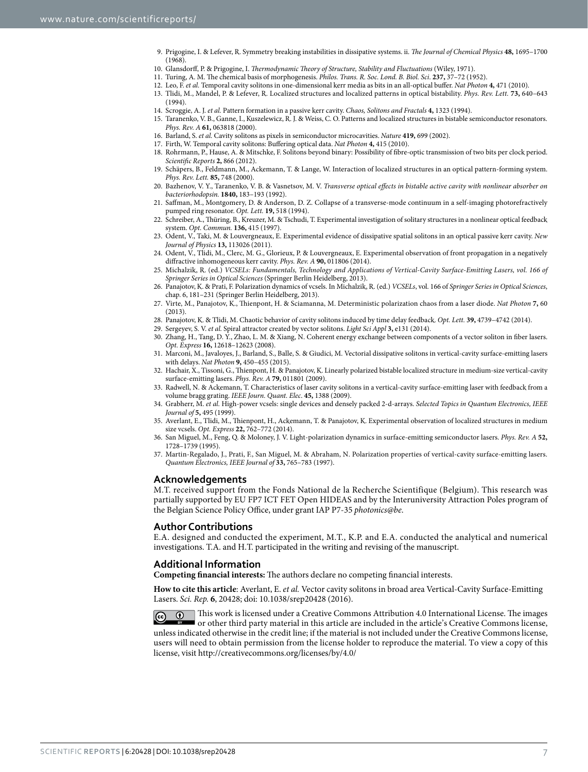9. Prigogine, I. & Lefever, R. Symmetry breaking instabilities in dissipative systems. ii. *The Journal of Chemical Physics* **48,** 1695–1700 (1968).
10. Glansdorff, P. & Prigogine, I. *Thermodynamic Theory of Structure, Stability and Fluctuations* (Wiley, 1971).
11. Turing, A. M. The chemical basis of morphogenesis. *Philos. Trans. R. Soc. Lond. B. Biol. Sci*. **237,** 37–72 (1952).
12. Leo, F. *et al.* Temporal cavity solitons in one-dimensional kerr media as bits in an all-optical buffer. *Nat Photon* **4,** 471 (2010).
13. Tlidi, M., Mandel, P. & Lefever, R. Localized structures and localized patterns in optical bistability. *Phys. Rev. Lett.* **73,** 640–643 (1994).
14. Scroggie, A. J. *et al.* Pattern formation in a passive kerr cavity. *Chaos, Solitons and Fractals* **4,** 1323 (1994).
15. Taranenko, V. B., Ganne, I., Kuszelewicz, R. J. & Weiss, C. O. Patterns and localized structures in bistable semiconductor resonators. *Phys. Rev. A* **61,** 063818 (2000).
16. Barland, S. *et al.* Cavity solitons as pixels in semiconductor microcavities. *Nature* **419,** 699 (2002).
17. Firth, W. Temporal cavity solitons: Buffering optical data. *Nat Photon* **4,** 415 (2010).
18. Rohrmann, P., Hause, A. & Mitschke, F. Solitons beyond binary: Possibility of fibre-optic transmission of two bits per clock period. *Scientific Reports* **2,** 866 (2012).
19. Schäpers, B., Feldmann, M., Ackemann, T. & Lange, W. Interaction of localized structures in an optical pattern-forming system. *Phys. Rev. Lett.* **85,** 748 (2000).
20. Bazhenov, V. Y., Taranenko, V. B. & Vasnetsov, M. V. *Transverse optical effects in bistable active cavity with nonlinear absorber on bacteriorhodopsin.* **1840,** 183–193 (1992).
21. Saffman, M., Montgomery, D. & Anderson, D. Z. Collapse of a transverse-mode continuum in a self-imaging photorefractively pumped ring resonator. *Opt. Lett.* **19,** 518 (1994).
22. Schreiber, A., Thüring, B., Kreuzer, M. & Tschudi, T. Experimental investigation of solitary structures in a nonlinear optical feedback system. *Opt. Commun.* **136,** 415 (1997).
23. Odent, V., Taki, M. & Louvergneaux, E. Experimental evidence of dissipative spatial solitons in an optical passive kerr cavity. *New Journal of Physics* **13,** 113026 (2011).
24. Odent, V., Tlidi, M., Clerc, M. G., Glorieux, P. & Louvergneaux, E. Experimental observation of front propagation in a negatively diffractive inhomogeneous kerr cavity. *Phys. Rev. A* **90,** 011806 (2014).
25. Michalzik, R. (ed.) *VCSELs: Fundamentals, Technology and Applications of Vertical-Cavity Surface-Emitting Lasers, vol. 166 of Springer Series in Optical Sciences* (Springer Berlin Heidelberg, 2013).
26. Panajotov, K. & Prati, F. Polarization dynamics of vcsels. In Michalzik, R. (ed.) *VCSELs*, vol. 166 of *Springer Series in Optical Sciences*, chap. 6, 181–231 (Springer Berlin Heidelberg, 2013).
27. Virte, M., Panajotov, K., Thienpont, H. & Sciamanna, M. Deterministic polarization chaos from a laser diode. *Nat Photon* **7,** 60 (2013).
28. Panajotov, K. & Tlidi, M. Chaotic behavior of cavity solitons induced by time delay feedback. *Opt. Lett.* **39,** 4739–4742 (2014).
29. Sergeyev, S. V. *et al.* Spiral attractor created by vector solitons. *Light Sci Appl* **3,** e131 (2014).
30. Zhang, H., Tang, D. Y., Zhao, L. M. & Xiang, N. Coherent energy exchange between components of a vector soliton in fiber lasers. *Opt. Express* **16,** 12618–12623 (2008).
31. Marconi, M., Javaloyes, J., Barland, S., Balle, S. & Giudici, M. Vectorial dissipative solitons in vertical-cavity surface-emitting lasers with delays. *Nat Photon* **9,** 450–455 (2015).
32. Hachair, X., Tissoni, G., Thienpont, H. & Panajotov, K. Linearly polarized bistable localized structure in medium-size vertical-cavity surface-emitting lasers. *Phys. Rev. A* **79,** 011801 (2009).
33. Radwell, N. & Ackemann, T. Characteristics of laser cavity solitons in a vertical-cavity surface-emitting laser with feedback from a volume bragg grating. *IEEE Journ. Quant. Elec.* **45,** 1388 (2009).
34. Grabherr, M. *et al.* High-power vcsels: single devices and densely packed 2-d-arrays. *Selected Topics in Quantum Electronics, IEEE Journal of* **5,** 495 (1999).
35. Averlant, E., Tlidi, M., Thienpont, H., Ackemann, T. & Panajotov, K. Experimental observation of localized structures in medium size vcsels. *Opt. Express* **22,** 762–772 (2014).
36. San Miguel, M., Feng, Q. & Moloney, J. V. Light-polarization dynamics in surface-emitting semiconductor lasers. *Phys. Rev. A* **52,** 1728–1739 (1995).
37. Martin-Regalado, J., Prati, F., San Miguel, M. & Abraham, N. Polarization properties of vertical-cavity surface-emitting lasers. *Quantum Electronics, IEEE Journal of* **33,** 765–783 (1997).

## Acknowledgements

M.T. received support from the Fonds National de la Recherche Scientifique (Belgium). This research was partially supported by EU FP7 ICT FET Open HIDEAS and by the Interuniversity Attraction Poles program of the Belgian Science Policy Office, under grant IAP P7-35 *photonics@be*.

## Author Contributions

E.A. designed and conducted the experiment, M.T., K.P. and E.A. conducted the analytical and numerical investigations. T.A. and H.T. participated in the writing and revising of the manuscript.

## Additional Information

**Competing financial interests:** The authors declare no competing financial interests.

**How to cite this article**: Averlant, E. *et al.* Vector cavity solitons in broad area Vertical-Cavity Surface-Emitting Lasers. *Sci. Rep.* **6**, 20428; doi: 10.1038/srep20428 (2016).

This work is licensed under a Creative Commons Attribution 4.0 International License. The images or other third party material in this article are included in the article's Creative Commons license, unless indicated otherwise in the credit line; if the material is not included under the Creative Commons license, users will need to obtain permission from the license holder to reproduce the material. To view a copy of this license, visit http://creativecommons.org/licenses/by/4.0/